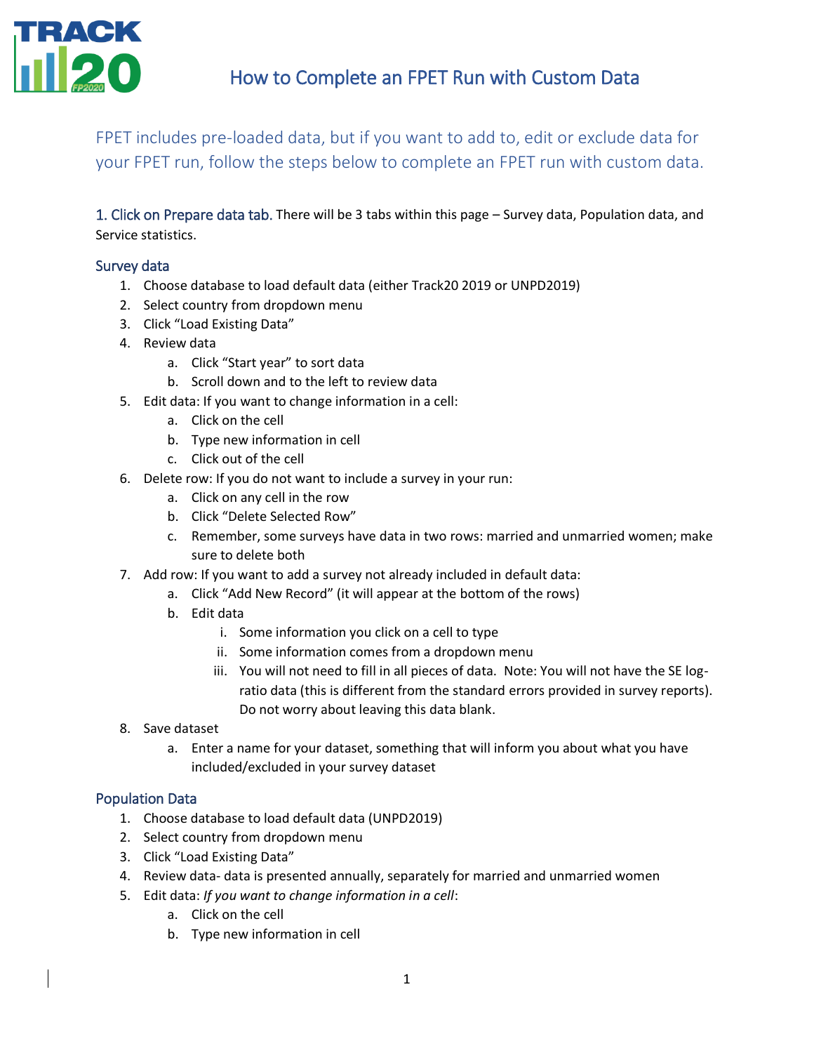# How to Complete an FPET Run with Custom Data

FPET includes pre-loaded data, but if you want to add to, edit or exclude data for your FPET run, follow the steps below to complete an FPET run with custom data.

## 1. Click on Prepare data tab.

There will be 3 tabs within this page – Survey data, Population data, and Service statistics.

### Survey data

1. Choose database to load default data (either Track20 2019 or UNPD2019)
2. Select country from dropdown menu
3. Click "Load Existing Data"
4. Review data
    a. Click "Start year" to sort data
    b. Scroll down and to the left to review data
5. Edit data: If you want to change information in a cell:
    a. Click on the cell
    b. Type new information in cell
    c. Click out of the cell
6. Delete row: If you do not want to include a survey in your run:
    a. Click on any cell in the row
    b. Click "Delete Selected Row"
    c. Remember, some surveys have data in two rows: married and unmarried women; make sure to delete both
7. Add row: If you want to add a survey not already included in default data:
    a. Click "Add New Record" (it will appear at the bottom of the rows)
    b. Edit data
        i. Some information you click on a cell to type
        ii. Some information comes from a dropdown menu
        iii. You will not need to fill in all pieces of data. Note: You will not have the SE log-ratio data (this is different from the standard errors provided in survey reports). Do not worry about leaving this data blank.
8. Save dataset
    a. Enter a name for your dataset, something that will inform you about what you have included/excluded in your survey dataset

### Population Data

1. Choose database to load default data (UNPD2019)
2. Select country from dropdown menu
3. Click "Load Existing Data"
4. Review data- data is presented annually, separately for married and unmarried women
5. Edit data: *If you want to change information in a cell*:
    a. Click on the cell
    b. Type new information in cell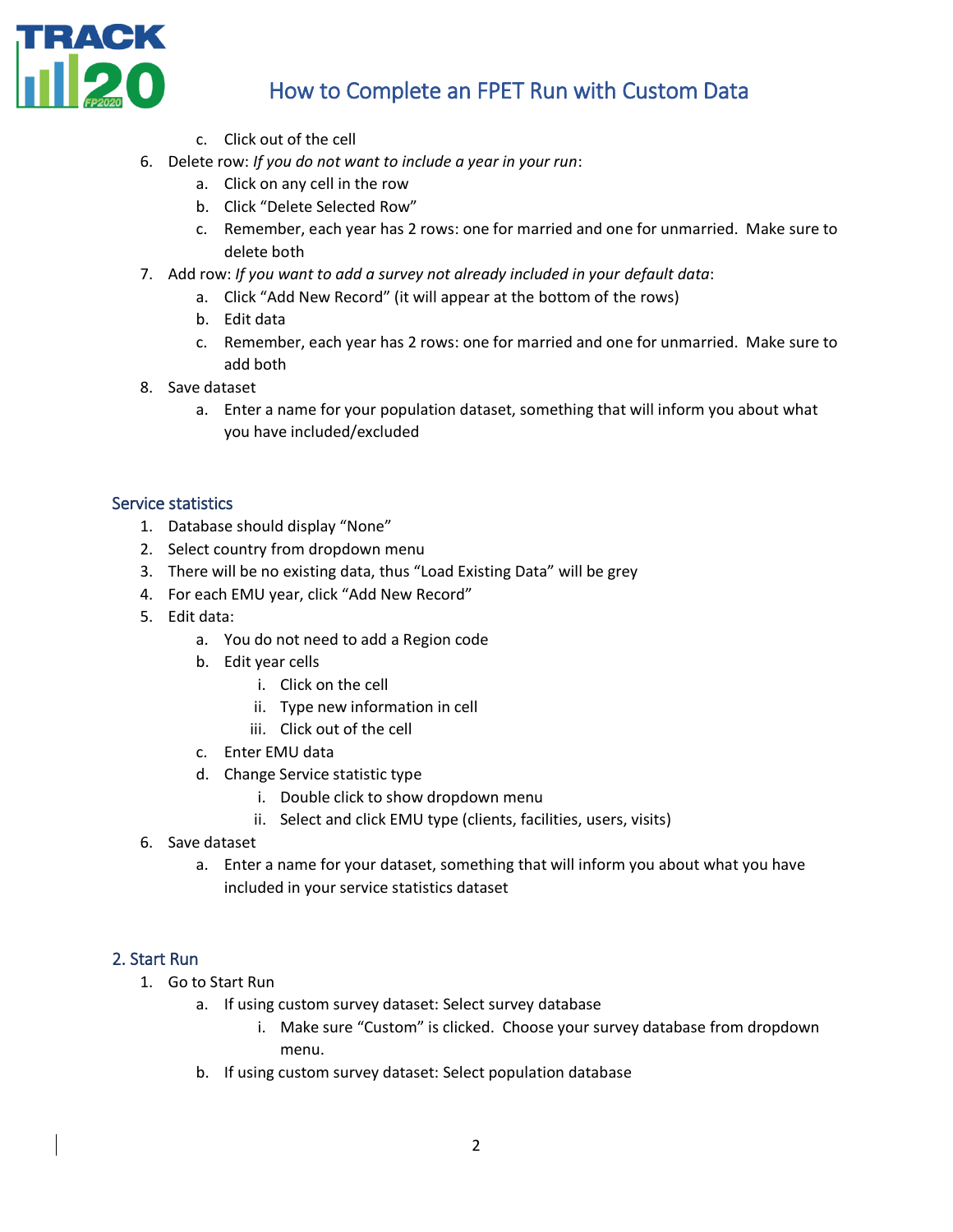c. Click out of the cell
6. Delete row: *If you do not want to include a year in your run*:
   a. Click on any cell in the row
   b. Click "Delete Selected Row"
   c. Remember, each year has 2 rows: one for married and one for unmarried. Make sure to delete both
7. Add row: *If you want to add a survey not already included in your default data*:
   a. Click "Add New Record" (it will appear at the bottom of the rows)
   b. Edit data
   c. Remember, each year has 2 rows: one for married and one for unmarried. Make sure to add both
8. Save dataset
   a. Enter a name for your population dataset, something that will inform you about what you have included/excluded

### Service statistics

1. Database should display "None"
2. Select country from dropdown menu
3. There will be no existing data, thus "Load Existing Data" will be grey
4. For each EMU year, click "Add New Record"
5. Edit data:
   a. You do not need to add a Region code
   b. Edit year cells
      i. Click on the cell
      ii. Type new information in cell
      iii. Click out of the cell
   c. Enter EMU data
   d. Change Service statistic type
      i. Double click to show dropdown menu
      ii. Select and click EMU type (clients, facilities, users, visits)
6. Save dataset
   a. Enter a name for your dataset, something that will inform you about what you have included in your service statistics dataset

## 2. Start Run

1. Go to Start Run
   a. If using custom survey dataset: Select survey database
      i. Make sure "Custom" is clicked. Choose your survey database from dropdown menu.
   b. If using custom survey dataset: Select population database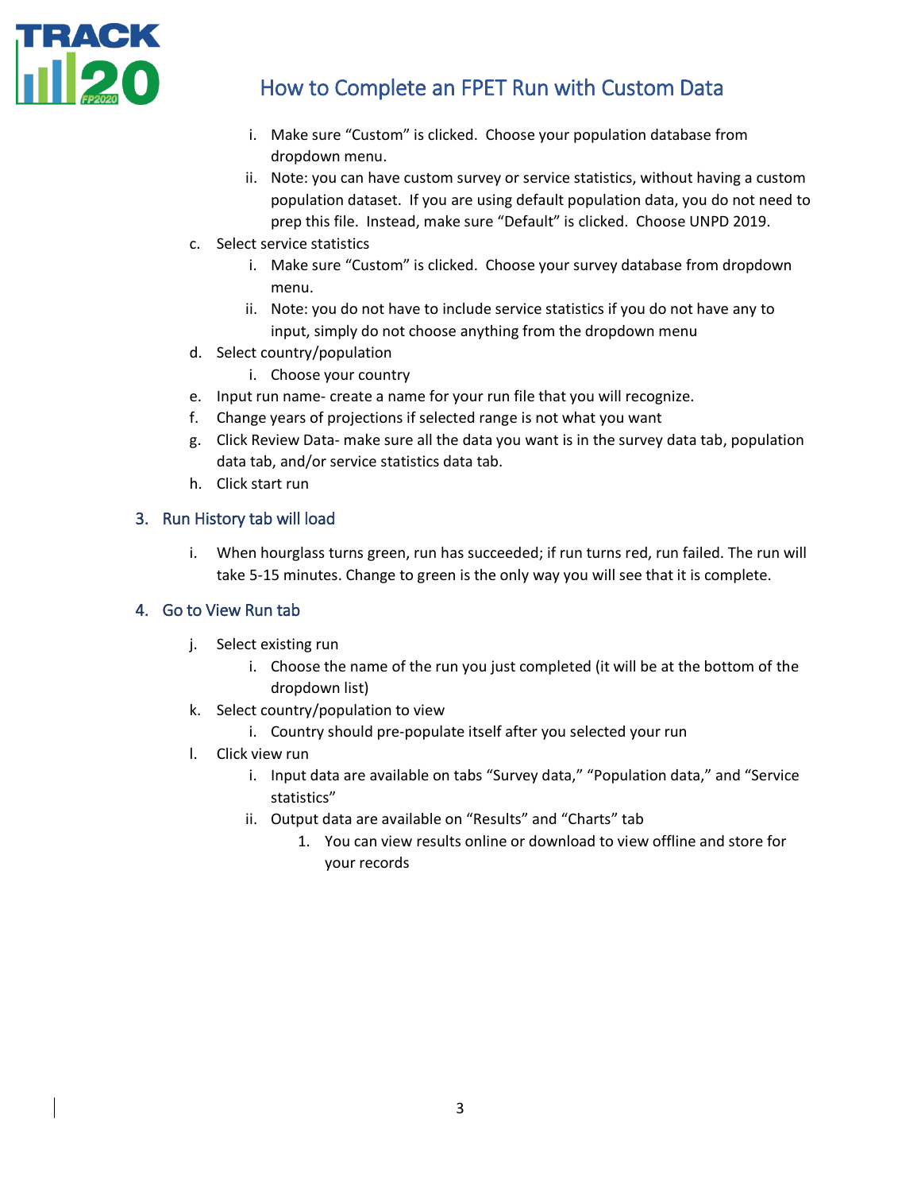i. Make sure “Custom” is clicked. Choose your population database from dropdown menu.

ii. Note: you can have custom survey or service statistics, without having a custom population dataset. If you are using default population data, you do not need to prep this file. Instead, make sure “Default” is clicked. Choose UNPD 2019.

c. Select service statistics

i. Make sure “Custom” is clicked. Choose your survey database from dropdown menu.

ii. Note: you do not have to include service statistics if you do not have any to input, simply do not choose anything from the dropdown menu

d. Select country/population

i. Choose your country

e. Input run name- create a name for your run file that you will recognize.

f. Change years of projections if selected range is not what you want

g. Click Review Data- make sure all the data you want is in the survey data tab, population data tab, and/or service statistics data tab.

h. Click start run

## 3. Run History tab will load

i. When hourglass turns green, run has succeeded; if run turns red, run failed. The run will take 5-15 minutes. Change to green is the only way you will see that it is complete.

## 4. Go to View Run tab

j. Select existing run

i. Choose the name of the run you just completed (it will be at the bottom of the dropdown list)

k. Select country/population to view

i. Country should pre-populate itself after you selected your run

l. Click view run

i. Input data are available on tabs “Survey data,” “Population data,” and “Service statistics”

ii. Output data are available on “Results” and “Charts” tab

1. You can view results online or download to view offline and store for your records